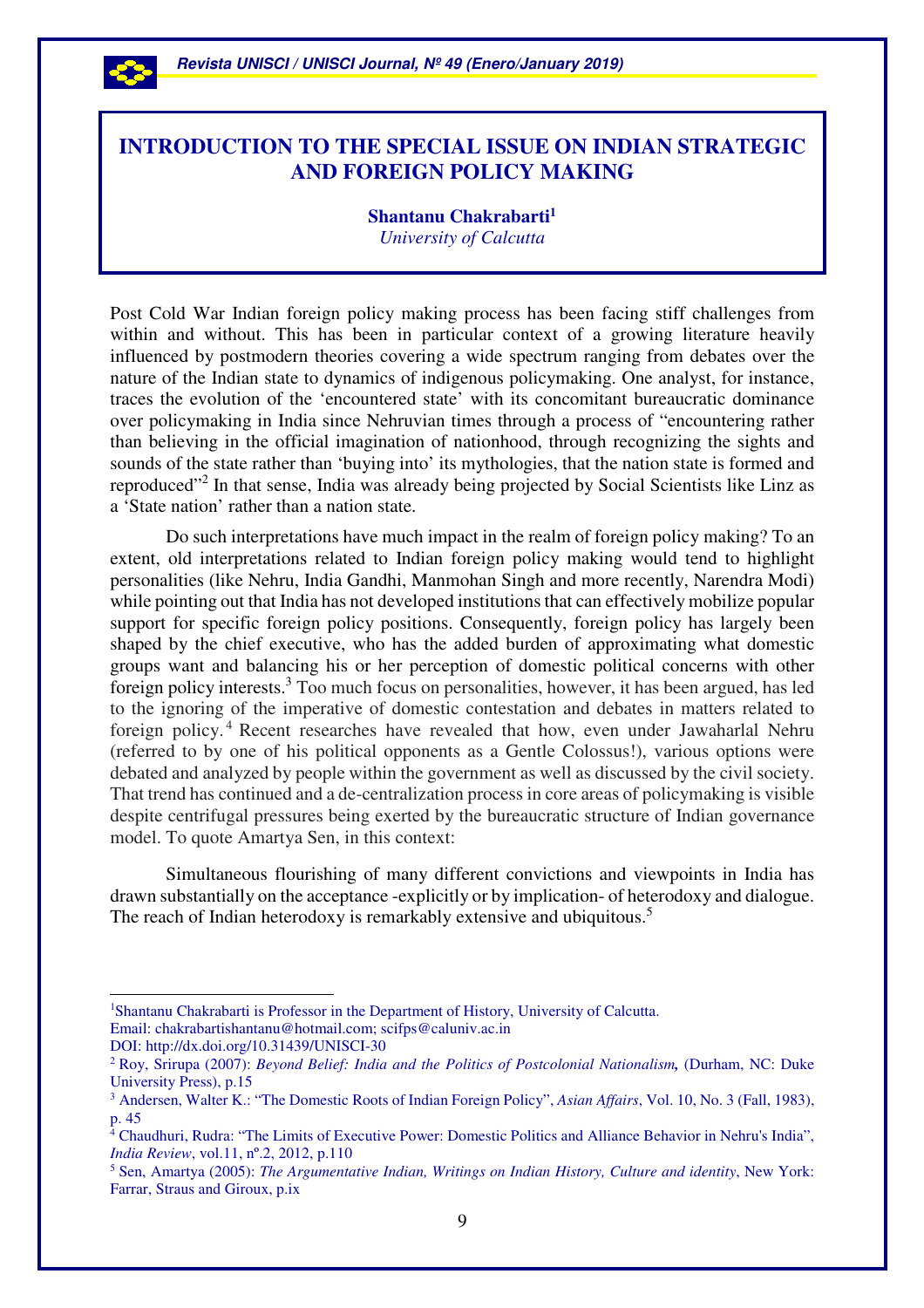# INTRODUCTION TO THE SPECIAL ISSUE ON INDIAN STRATEGIC AND FOREIGN POLICY MAKING

**Shantanu Chakrabarti**[1]
*University of Calcutta*

Post Cold War Indian foreign policy making process has been facing stiff challenges from within and without. This has been in particular context of a growing literature heavily influenced by postmodern theories covering a wide spectrum ranging from debates over the nature of the Indian state to dynamics of indigenous policymaking. One analyst, for instance, traces the evolution of the 'encountered state' with its concomitant bureaucratic dominance over policymaking in India since Nehruvian times through a process of "encountering rather than believing in the official imagination of nationhood, through recognizing the sights and sounds of the state rather than 'buying into' its mythologies, that the nation state is formed and reproduced"[2] In that sense, India was already being projected by Social Scientists like Linz as a 'State nation' rather than a nation state.

Do such interpretations have much impact in the realm of foreign policy making? To an extent, old interpretations related to Indian foreign policy making would tend to highlight personalities (like Nehru, India Gandhi, Manmohan Singh and more recently, Narendra Modi) while pointing out that India has not developed institutions that can effectively mobilize popular support for specific foreign policy positions. Consequently, foreign policy has largely been shaped by the chief executive, who has the added burden of approximating what domestic groups want and balancing his or her perception of domestic political concerns with other foreign policy interests.[3] Too much focus on personalities, however, it has been argued, has led to the ignoring of the imperative of domestic contestation and debates in matters related to foreign policy.[4] Recent researches have revealed that how, even under Jawaharlal Nehru (referred to by one of his political opponents as a Gentle Colossus!), various options were debated and analyzed by people within the government as well as discussed by the civil society. That trend has continued and a de-centralization process in core areas of policymaking is visible despite centrifugal pressures being exerted by the bureaucratic structure of Indian governance model. To quote Amartya Sen, in this context:

> Simultaneous flourishing of many different convictions and viewpoints in India has drawn substantially on the acceptance -explicitly or by implication- of heterodoxy and dialogue. The reach of Indian heterodoxy is remarkably extensive and ubiquitous.[5]

---

[1] Shantanu Chakrabarti is Professor in the Department of History, University of Calcutta. Email: chakrabartishantanu@hotmail.com; scifps@caluniv.ac.in
DOI: http://dx.doi.org/10.31439/UNISCI-30

[2] Roy, Srirupa (2007): *Beyond Belief: India and the Politics of Postcolonial Nationalism,* (Durham, NC: Duke University Press), p.15

[3] Andersen, Walter K.: "The Domestic Roots of Indian Foreign Policy", *Asian Affairs*, Vol. 10, No. 3 (Fall, 1983), p. 45

[4] Chaudhuri, Rudra: "The Limits of Executive Power: Domestic Politics and Alliance Behavior in Nehru's India", *India Review*, vol.11, nº.2, 2012, p.110

[5] Sen, Amartya (2005): *The Argumentative Indian, Writings on Indian History, Culture and identity*, New York: Farrar, Straus and Giroux, p.ix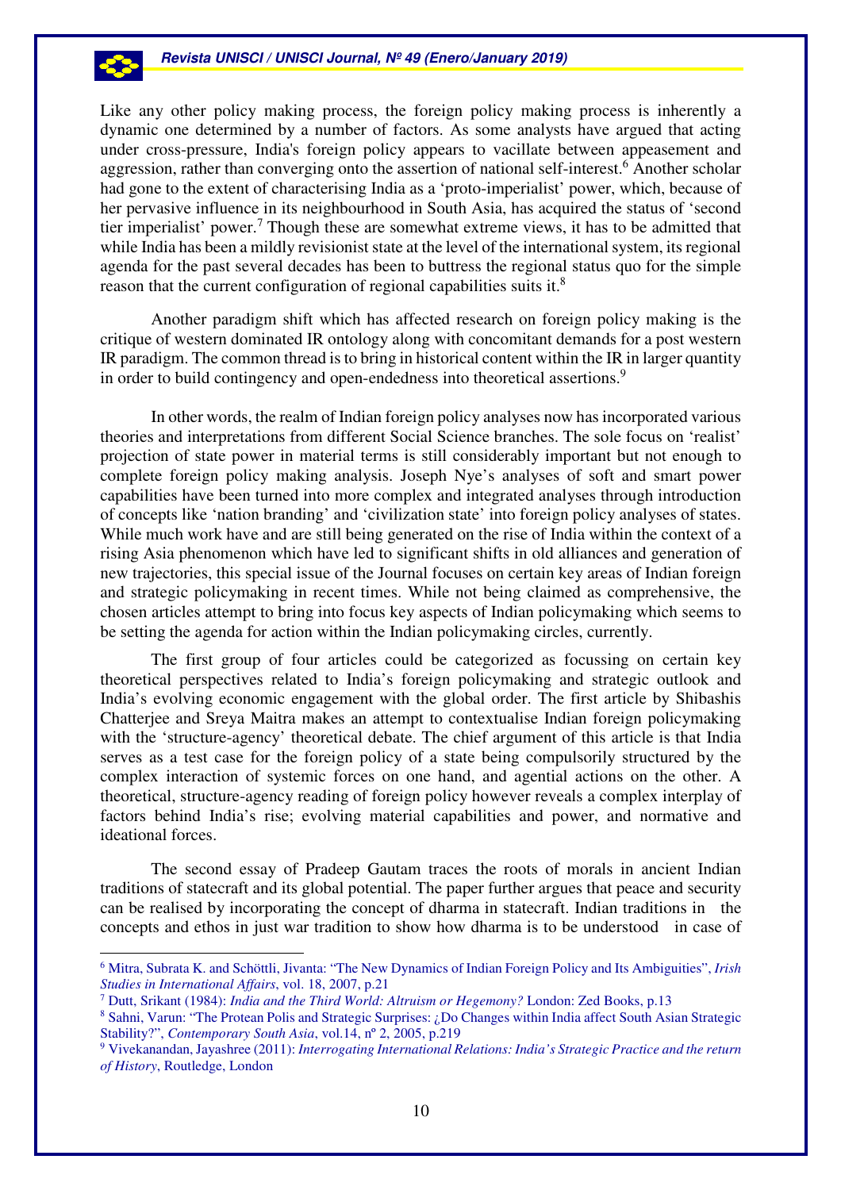Like any other policy making process, the foreign policy making process is inherently a dynamic one determined by a number of factors. As some analysts have argued that acting under cross-pressure, India's foreign policy appears to vacillate between appeasement and aggression, rather than converging onto the assertion of national self-interest.[6] Another scholar had gone to the extent of characterising India as a 'proto-imperialist' power, which, because of her pervasive influence in its neighbourhood in South Asia, has acquired the status of 'second tier imperialist' power.[7] Though these are somewhat extreme views, it has to be admitted that while India has been a mildly revisionist state at the level of the international system, its regional agenda for the past several decades has been to buttress the regional status quo for the simple reason that the current configuration of regional capabilities suits it.[8]

Another paradigm shift which has affected research on foreign policy making is the critique of western dominated IR ontology along with concomitant demands for a post western IR paradigm. The common thread is to bring in historical content within the IR in larger quantity in order to build contingency and open-endedness into theoretical assertions.[9]

In other words, the realm of Indian foreign policy analyses now has incorporated various theories and interpretations from different Social Science branches. The sole focus on 'realist' projection of state power in material terms is still considerably important but not enough to complete foreign policy making analysis. Joseph Nye's analyses of soft and smart power capabilities have been turned into more complex and integrated analyses through introduction of concepts like 'nation branding' and 'civilization state' into foreign policy analyses of states. While much work have and are still being generated on the rise of India within the context of a rising Asia phenomenon which have led to significant shifts in old alliances and generation of new trajectories, this special issue of the Journal focuses on certain key areas of Indian foreign and strategic policymaking in recent times. While not being claimed as comprehensive, the chosen articles attempt to bring into focus key aspects of Indian policymaking which seems to be setting the agenda for action within the Indian policymaking circles, currently.

The first group of four articles could be categorized as focussing on certain key theoretical perspectives related to India's foreign policymaking and strategic outlook and India's evolving economic engagement with the global order. The first article by Shibashis Chatterjee and Sreya Maitra makes an attempt to contextualise Indian foreign policymaking with the 'structure-agency' theoretical debate. The chief argument of this article is that India serves as a test case for the foreign policy of a state being compulsorily structured by the complex interaction of systemic forces on one hand, and agential actions on the other. A theoretical, structure-agency reading of foreign policy however reveals a complex interplay of factors behind India's rise; evolving material capabilities and power, and normative and ideational forces.

The second essay of Pradeep Gautam traces the roots of morals in ancient Indian traditions of statecraft and its global potential. The paper further argues that peace and security can be realised by incorporating the concept of dharma in statecraft. Indian traditions in the concepts and ethos in just war tradition to show how dharma is to be understood in case of

---

[6] Mitra, Subrata K. and Schöttli, Jivanta: "The New Dynamics of Indian Foreign Policy and Its Ambiguities", *Irish Studies in International Affairs*, vol. 18, 2007, p.21

[7] Dutt, Srikant (1984): *India and the Third World: Altruism or Hegemony?* London: Zed Books, p.13

[8] Sahni, Varun: "The Protean Polis and Strategic Surprises: ¿Do Changes within India affect South Asian Strategic Stability?", *Contemporary South Asia*, vol.14, nº 2, 2005, p.219

[9] Vivekanandan, Jayashree (2011): *Interrogating International Relations: India's Strategic Practice and the return of History*, Routledge, London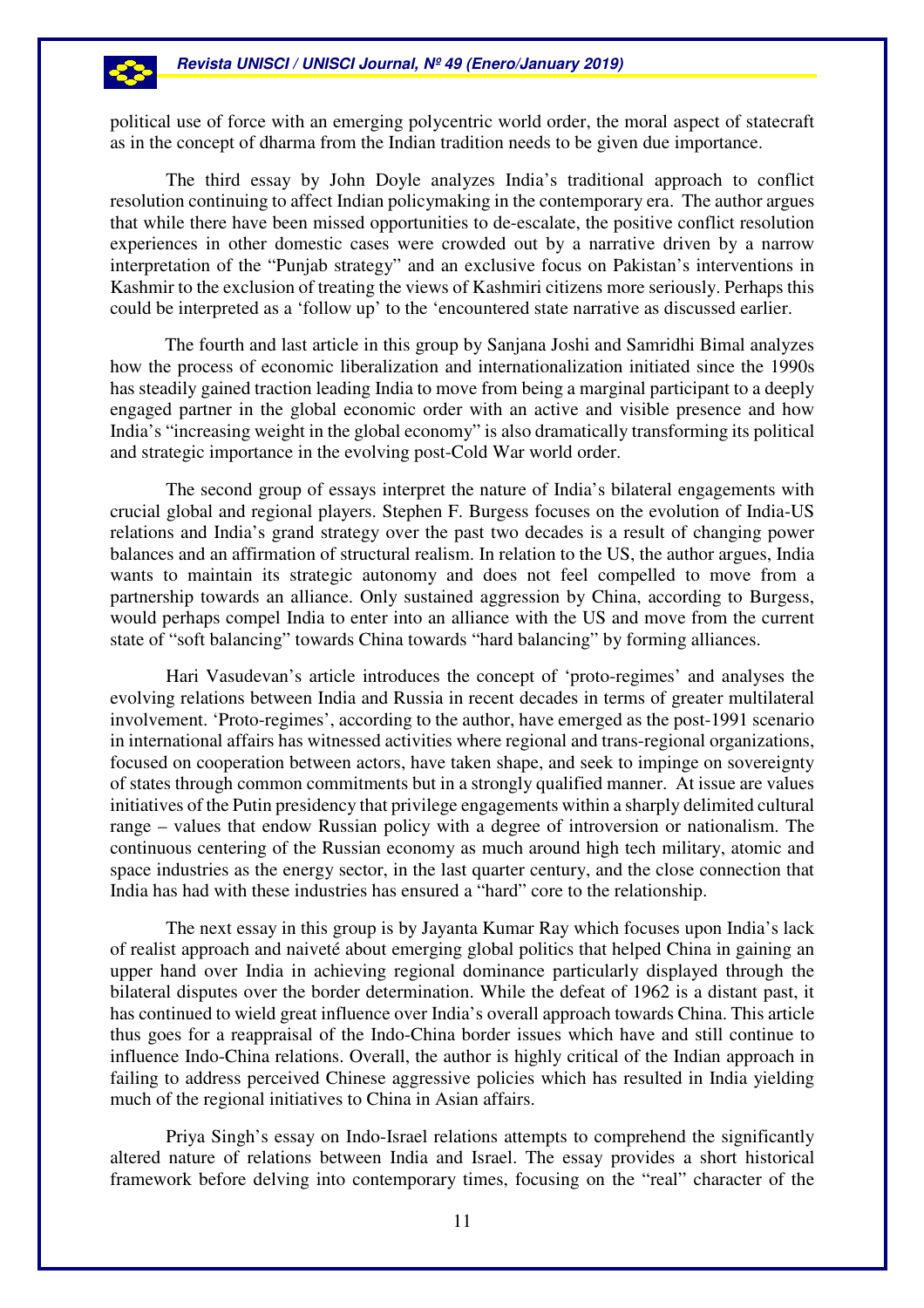political use of force with an emerging polycentric world order, the moral aspect of statecraft as in the concept of dharma from the Indian tradition needs to be given due importance.

The third essay by John Doyle analyzes India's traditional approach to conflict resolution continuing to affect Indian policymaking in the contemporary era. The author argues that while there have been missed opportunities to de-escalate, the positive conflict resolution experiences in other domestic cases were crowded out by a narrative driven by a narrow interpretation of the "Punjab strategy" and an exclusive focus on Pakistan's interventions in Kashmir to the exclusion of treating the views of Kashmiri citizens more seriously. Perhaps this could be interpreted as a 'follow up' to the 'encountered state narrative as discussed earlier.

The fourth and last article in this group by Sanjana Joshi and Samridhi Bimal analyzes how the process of economic liberalization and internationalization initiated since the 1990s has steadily gained traction leading India to move from being a marginal participant to a deeply engaged partner in the global economic order with an active and visible presence and how India's "increasing weight in the global economy" is also dramatically transforming its political and strategic importance in the evolving post-Cold War world order.

The second group of essays interpret the nature of India's bilateral engagements with crucial global and regional players. Stephen F. Burgess focuses on the evolution of India-US relations and India's grand strategy over the past two decades is a result of changing power balances and an affirmation of structural realism. In relation to the US, the author argues, India wants to maintain its strategic autonomy and does not feel compelled to move from a partnership towards an alliance. Only sustained aggression by China, according to Burgess, would perhaps compel India to enter into an alliance with the US and move from the current state of "soft balancing" towards China towards "hard balancing" by forming alliances.

Hari Vasudevan's article introduces the concept of 'proto-regimes' and analyses the evolving relations between India and Russia in recent decades in terms of greater multilateral involvement. 'Proto-regimes', according to the author, have emerged as the post-1991 scenario in international affairs has witnessed activities where regional and trans-regional organizations, focused on cooperation between actors, have taken shape, and seek to impinge on sovereignty of states through common commitments but in a strongly qualified manner. At issue are values initiatives of the Putin presidency that privilege engagements within a sharply delimited cultural range – values that endow Russian policy with a degree of introversion or nationalism. The continuous centering of the Russian economy as much around high tech military, atomic and space industries as the energy sector, in the last quarter century, and the close connection that India has had with these industries has ensured a "hard" core to the relationship.

The next essay in this group is by Jayanta Kumar Ray which focuses upon India's lack of realist approach and naiveté about emerging global politics that helped China in gaining an upper hand over India in achieving regional dominance particularly displayed through the bilateral disputes over the border determination. While the defeat of 1962 is a distant past, it has continued to wield great influence over India's overall approach towards China. This article thus goes for a reappraisal of the Indo-China border issues which have and still continue to influence Indo-China relations. Overall, the author is highly critical of the Indian approach in failing to address perceived Chinese aggressive policies which has resulted in India yielding much of the regional initiatives to China in Asian affairs.

Priya Singh's essay on Indo-Israel relations attempts to comprehend the significantly altered nature of relations between India and Israel. The essay provides a short historical framework before delving into contemporary times, focusing on the "real" character of the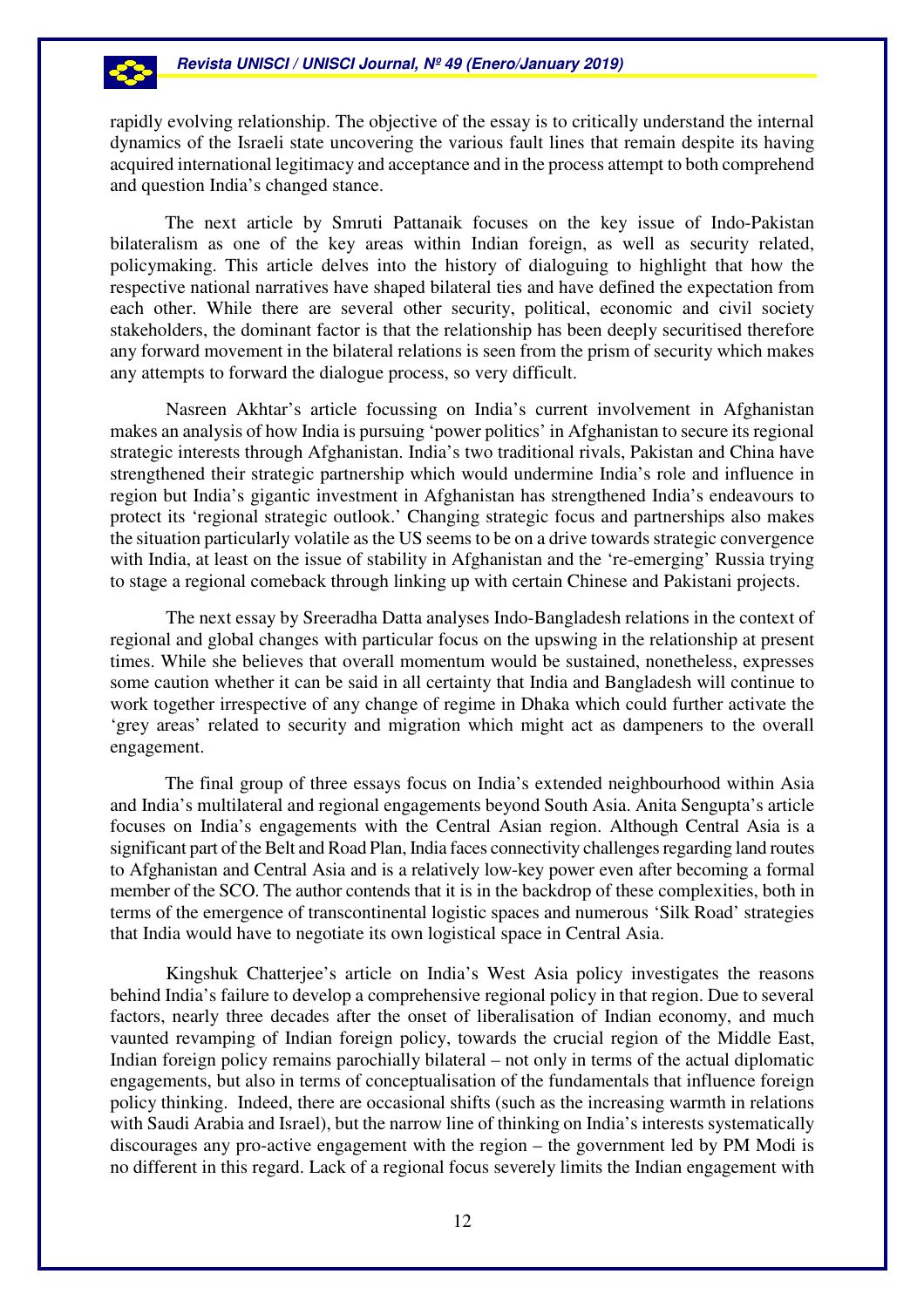rapidly evolving relationship. The objective of the essay is to critically understand the internal dynamics of the Israeli state uncovering the various fault lines that remain despite its having acquired international legitimacy and acceptance and in the process attempt to both comprehend and question India's changed stance.

The next article by Smruti Pattanaik focuses on the key issue of Indo-Pakistan bilateralism as one of the key areas within Indian foreign, as well as security related, policymaking. This article delves into the history of dialoguing to highlight that how the respective national narratives have shaped bilateral ties and have defined the expectation from each other. While there are several other security, political, economic and civil society stakeholders, the dominant factor is that the relationship has been deeply securitised therefore any forward movement in the bilateral relations is seen from the prism of security which makes any attempts to forward the dialogue process, so very difficult.

Nasreen Akhtar's article focussing on India's current involvement in Afghanistan makes an analysis of how India is pursuing 'power politics' in Afghanistan to secure its regional strategic interests through Afghanistan. India's two traditional rivals, Pakistan and China have strengthened their strategic partnership which would undermine India's role and influence in region but India's gigantic investment in Afghanistan has strengthened India's endeavours to protect its 'regional strategic outlook.' Changing strategic focus and partnerships also makes the situation particularly volatile as the US seems to be on a drive towards strategic convergence with India, at least on the issue of stability in Afghanistan and the 're-emerging' Russia trying to stage a regional comeback through linking up with certain Chinese and Pakistani projects.

The next essay by Sreeradha Datta analyses Indo-Bangladesh relations in the context of regional and global changes with particular focus on the upswing in the relationship at present times. While she believes that overall momentum would be sustained, nonetheless, expresses some caution whether it can be said in all certainty that India and Bangladesh will continue to work together irrespective of any change of regime in Dhaka which could further activate the 'grey areas' related to security and migration which might act as dampeners to the overall engagement.

The final group of three essays focus on India's extended neighbourhood within Asia and India's multilateral and regional engagements beyond South Asia. Anita Sengupta's article focuses on India's engagements with the Central Asian region. Although Central Asia is a significant part of the Belt and Road Plan, India faces connectivity challenges regarding land routes to Afghanistan and Central Asia and is a relatively low-key power even after becoming a formal member of the SCO. The author contends that it is in the backdrop of these complexities, both in terms of the emergence of transcontinental logistic spaces and numerous 'Silk Road' strategies that India would have to negotiate its own logistical space in Central Asia.

Kingshuk Chatterjee's article on India's West Asia policy investigates the reasons behind India's failure to develop a comprehensive regional policy in that region. Due to several factors, nearly three decades after the onset of liberalisation of Indian economy, and much vaunted revamping of Indian foreign policy, towards the crucial region of the Middle East, Indian foreign policy remains parochially bilateral – not only in terms of the actual diplomatic engagements, but also in terms of conceptualisation of the fundamentals that influence foreign policy thinking. Indeed, there are occasional shifts (such as the increasing warmth in relations with Saudi Arabia and Israel), but the narrow line of thinking on India's interests systematically discourages any pro-active engagement with the region – the government led by PM Modi is no different in this regard. Lack of a regional focus severely limits the Indian engagement with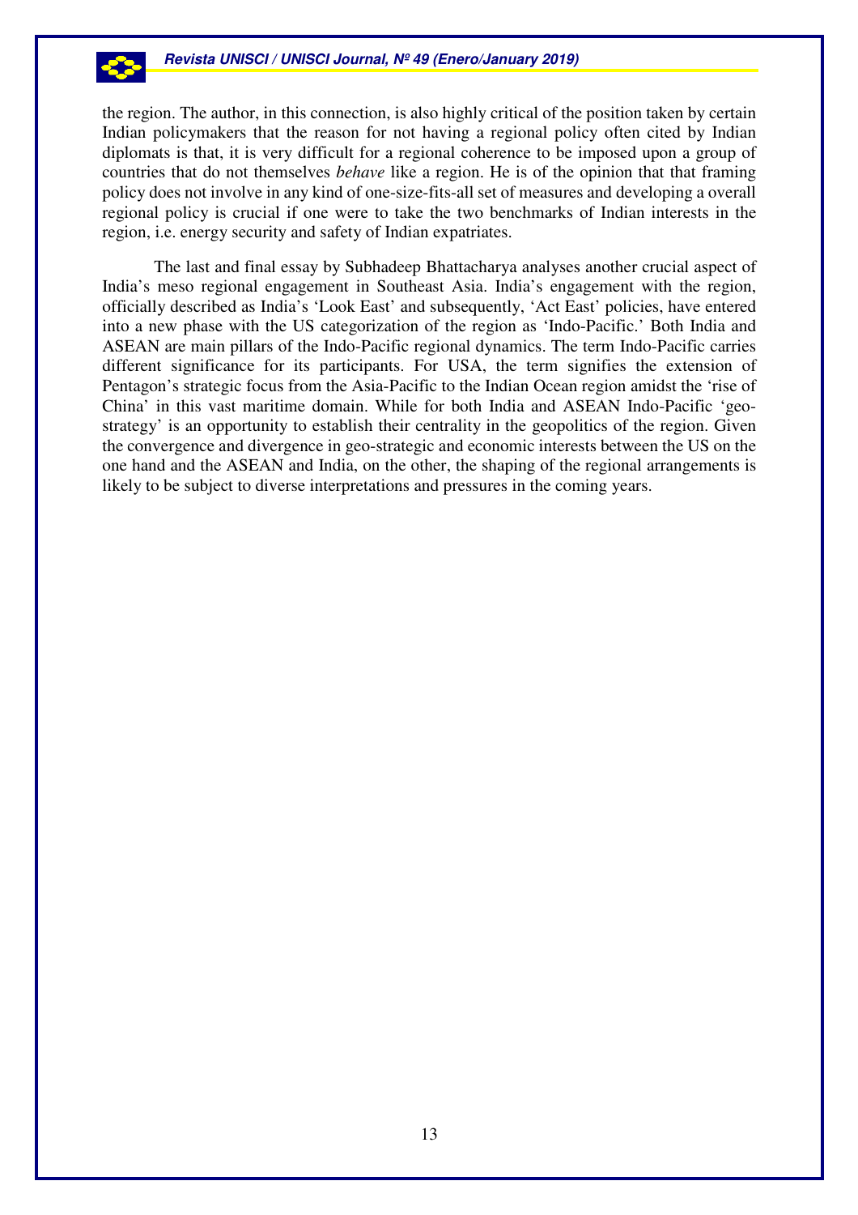the region. The author, in this connection, is also highly critical of the position taken by certain Indian policymakers that the reason for not having a regional policy often cited by Indian diplomats is that, it is very difficult for a regional coherence to be imposed upon a group of countries that do not themselves *behave* like a region. He is of the opinion that that framing policy does not involve in any kind of one-size-fits-all set of measures and developing a overall regional policy is crucial if one were to take the two benchmarks of Indian interests in the region, i.e. energy security and safety of Indian expatriates.

The last and final essay by Subhadeep Bhattacharya analyses another crucial aspect of India's meso regional engagement in Southeast Asia. India's engagement with the region, officially described as India's 'Look East' and subsequently, 'Act East' policies, have entered into a new phase with the US categorization of the region as 'Indo-Pacific.' Both India and ASEAN are main pillars of the Indo-Pacific regional dynamics. The term Indo-Pacific carries different significance for its participants. For USA, the term signifies the extension of Pentagon's strategic focus from the Asia-Pacific to the Indian Ocean region amidst the 'rise of China' in this vast maritime domain. While for both India and ASEAN Indo-Pacific 'geo-strategy' is an opportunity to establish their centrality in the geopolitics of the region. Given the convergence and divergence in geo-strategic and economic interests between the US on the one hand and the ASEAN and India, on the other, the shaping of the regional arrangements is likely to be subject to diverse interpretations and pressures in the coming years.